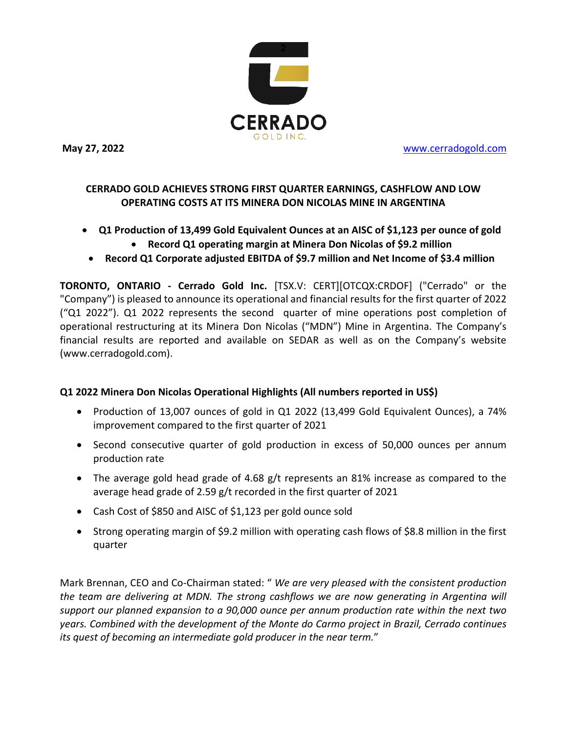CERRADO
GOLD INC.

**May 27, 2022** www.cerradogold.com

## CERRADO GOLD ACHIEVES STRONG FIRST QUARTER EARNINGS, CASHFLOW AND LOW OPERATING COSTS AT ITS MINERA DON NICOLAS MINE IN ARGENTINA

- **Q1 Production of 13,499 Gold Equivalent Ounces at an AISC of $1,123 per ounce of gold**
- **Record Q1 operating margin at Minera Don Nicolas of $9.2 million**
- **Record Q1 Corporate adjusted EBITDA of $9.7 million and Net Income of $3.4 million**

**TORONTO, ONTARIO - Cerrado Gold Inc.** [TSX.V: CERT][OTCQX:CRDOF] ("Cerrado" or the "Company") is pleased to announce its operational and financial results for the first quarter of 2022 ("Q1 2022"). Q1 2022 represents the second quarter of mine operations post completion of operational restructuring at its Minera Don Nicolas ("MDN") Mine in Argentina. The Company's financial results are reported and available on SEDAR as well as on the Company's website (www.cerradogold.com).

### Q1 2022 Minera Don Nicolas Operational Highlights (All numbers reported in US$)

- Production of 13,007 ounces of gold in Q1 2022 (13,499 Gold Equivalent Ounces), a 74% improvement compared to the first quarter of 2021
- Second consecutive quarter of gold production in excess of 50,000 ounces per annum production rate
- The average gold head grade of 4.68 g/t represents an 81% increase as compared to the average head grade of 2.59 g/t recorded in the first quarter of 2021
- Cash Cost of $850 and AISC of $1,123 per gold ounce sold
- Strong operating margin of $9.2 million with operating cash flows of $8.8 million in the first quarter

Mark Brennan, CEO and Co-Chairman stated: " *We are very pleased with the consistent production the team are delivering at MDN. The strong cashflows we are now generating in Argentina will support our planned expansion to a 90,000 ounce per annum production rate within the next two years. Combined with the development of the Monte do Carmo project in Brazil, Cerrado continues its quest of becoming an intermediate gold producer in the near term.*"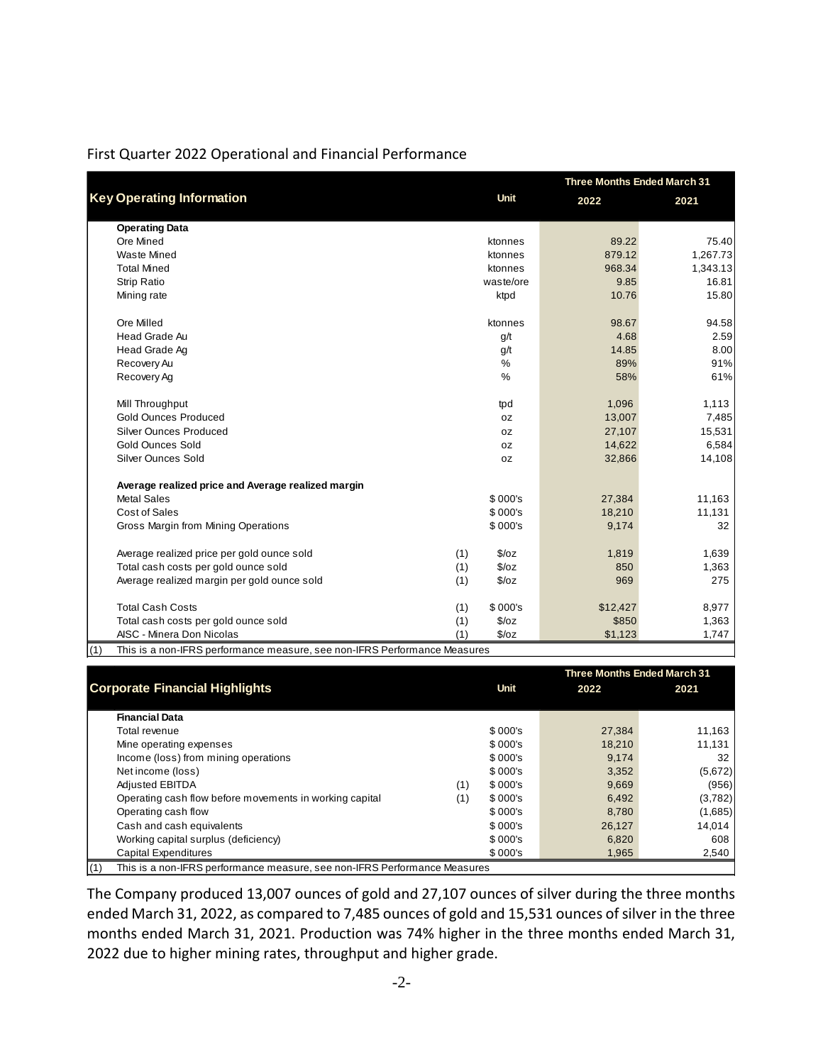First Quarter 2022 Operational and Financial Performance

| Key Operating Information | | Unit | Three Months Ended March 31 2022 | 2021 |
|---|---|---|---|---|
| **Operating Data** | | | | |
| Ore Mined | | ktonnes | 89.22 | 75.40 |
| Waste Mined | | ktonnes | 879.12 | 1,267.73 |
| Total Mined | | ktonnes | 968.34 | 1,343.13 |
| Strip Ratio | | waste/ore | 9.85 | 16.81 |
| Mining rate | | ktpd | 10.76 | 15.80 |
| | | | | |
| Ore Milled | | ktonnes | 98.67 | 94.58 |
| Head Grade Au | | g/t | 4.68 | 2.59 |
| Head Grade Ag | | g/t | 14.85 | 8.00 |
| Recovery Au | | % | 89% | 91% |
| Recovery Ag | | % | 58% | 61% |
| | | | | |
| Mill Throughput | | tpd | 1,096 | 1,113 |
| Gold Ounces Produced | | oz | 13,007 | 7,485 |
| Silver Ounces Produced | | oz | 27,107 | 15,531 |
| Gold Ounces Sold | | oz | 14,622 | 6,584 |
| Silver Ounces Sold | | oz | 32,866 | 14,108 |
| | | | | |
| **Average realized price and Average realized margin** | | | | |
| Metal Sales | | $ 000's | 27,384 | 11,163 |
| Cost of Sales | | $ 000's | 18,210 | 11,131 |
| Gross Margin from Mining Operations | | $ 000's | 9,174 | 32 |
| | | | | |
| Average realized price per gold ounce sold | (1) | $/oz | 1,819 | 1,639 |
| Total cash costs per gold ounce sold | (1) | $/oz | 850 | 1,363 |
| Average realized margin per gold ounce sold | (1) | $/oz | 969 | 275 |
| | | | | |
| Total Cash Costs | (1) | $ 000's | $12,427 | 8,977 |
| Total cash costs per gold ounce sold | (1) | $/oz | $850 | 1,363 |
| AISC - Minera Don Nicolas | (1) | $/oz | $1,123 | 1,747 |

(1) This is a non-IFRS performance measure, see non-IFRS Performance Measures

| Corporate Financial Highlights | | Unit | Three Months Ended March 31 2022 | 2021 |
|---|---|---|---|---|
| **Financial Data** | | | | |
| Total revenue | | $ 000's | 27,384 | 11,163 |
| Mine operating expenses | | $ 000's | 18,210 | 11,131 |
| Income (loss) from mining operations | | $ 000's | 9,174 | 32 |
| Net income (loss) | | $ 000's | 3,352 | (5,672) |
| Adjusted EBITDA | (1) | $ 000's | 9,669 | (956) |
| Operating cash flow before movements in working capital | (1) | $ 000's | 6,492 | (3,782) |
| Operating cash flow | | $ 000's | 8,780 | (1,685) |
| Cash and cash equivalents | | $ 000's | 26,127 | 14,014 |
| Working capital surplus (deficiency) | | $ 000's | 6,820 | 608 |
| Capital Expenditures | | $ 000's | 1,965 | 2,540 |

(1) This is a non-IFRS performance measure, see non-IFRS Performance Measures

The Company produced 13,007 ounces of gold and 27,107 ounces of silver during the three months ended March 31, 2022, as compared to 7,485 ounces of gold and 15,531 ounces of silver in the three months ended March 31, 2021. Production was 74% higher in the three months ended March 31, 2022 due to higher mining rates, throughput and higher grade.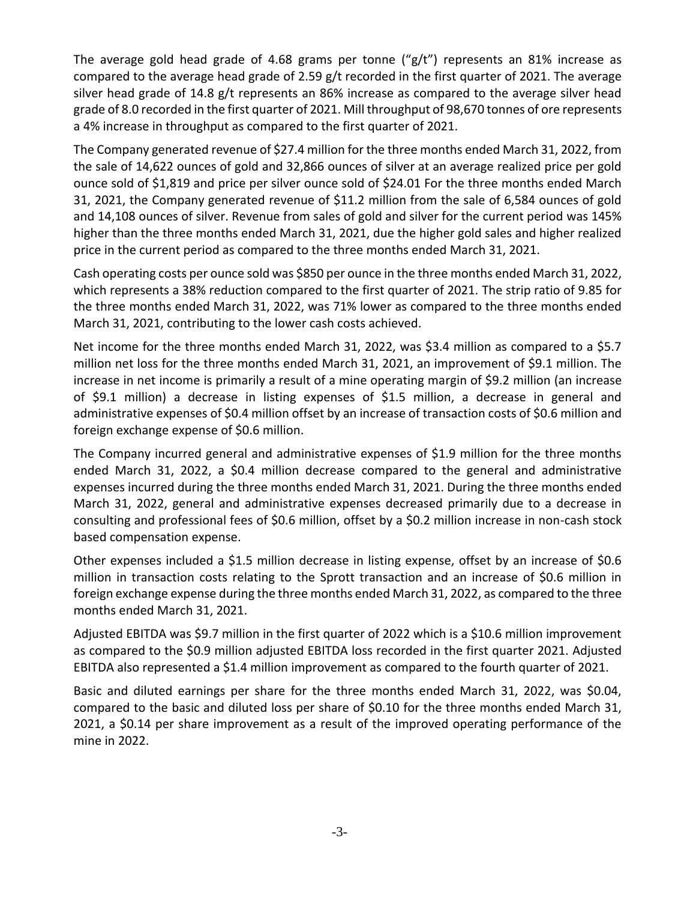The average gold head grade of 4.68 grams per tonne ("g/t") represents an 81% increase as compared to the average head grade of 2.59 g/t recorded in the first quarter of 2021. The average silver head grade of 14.8 g/t represents an 86% increase as compared to the average silver head grade of 8.0 recorded in the first quarter of 2021. Mill throughput of 98,670 tonnes of ore represents a 4% increase in throughput as compared to the first quarter of 2021.

The Company generated revenue of $27.4 million for the three months ended March 31, 2022, from the sale of 14,622 ounces of gold and 32,866 ounces of silver at an average realized price per gold ounce sold of $1,819 and price per silver ounce sold of $24.01 For the three months ended March 31, 2021, the Company generated revenue of $11.2 million from the sale of 6,584 ounces of gold and 14,108 ounces of silver. Revenue from sales of gold and silver for the current period was 145% higher than the three months ended March 31, 2021, due the higher gold sales and higher realized price in the current period as compared to the three months ended March 31, 2021.

Cash operating costs per ounce sold was $850 per ounce in the three months ended March 31, 2022, which represents a 38% reduction compared to the first quarter of 2021. The strip ratio of 9.85 for the three months ended March 31, 2022, was 71% lower as compared to the three months ended March 31, 2021, contributing to the lower cash costs achieved.

Net income for the three months ended March 31, 2022, was $3.4 million as compared to a $5.7 million net loss for the three months ended March 31, 2021, an improvement of $9.1 million. The increase in net income is primarily a result of a mine operating margin of $9.2 million (an increase of $9.1 million) a decrease in listing expenses of $1.5 million, a decrease in general and administrative expenses of $0.4 million offset by an increase of transaction costs of $0.6 million and foreign exchange expense of $0.6 million.

The Company incurred general and administrative expenses of $1.9 million for the three months ended March 31, 2022, a $0.4 million decrease compared to the general and administrative expenses incurred during the three months ended March 31, 2021. During the three months ended March 31, 2022, general and administrative expenses decreased primarily due to a decrease in consulting and professional fees of $0.6 million, offset by a $0.2 million increase in non-cash stock based compensation expense.

Other expenses included a $1.5 million decrease in listing expense, offset by an increase of $0.6 million in transaction costs relating to the Sprott transaction and an increase of $0.6 million in foreign exchange expense during the three months ended March 31, 2022, as compared to the three months ended March 31, 2021.

Adjusted EBITDA was $9.7 million in the first quarter of 2022 which is a $10.6 million improvement as compared to the $0.9 million adjusted EBITDA loss recorded in the first quarter 2021. Adjusted EBITDA also represented a $1.4 million improvement as compared to the fourth quarter of 2021.

Basic and diluted earnings per share for the three months ended March 31, 2022, was $0.04, compared to the basic and diluted loss per share of $0.10 for the three months ended March 31, 2021, a $0.14 per share improvement as a result of the improved operating performance of the mine in 2022.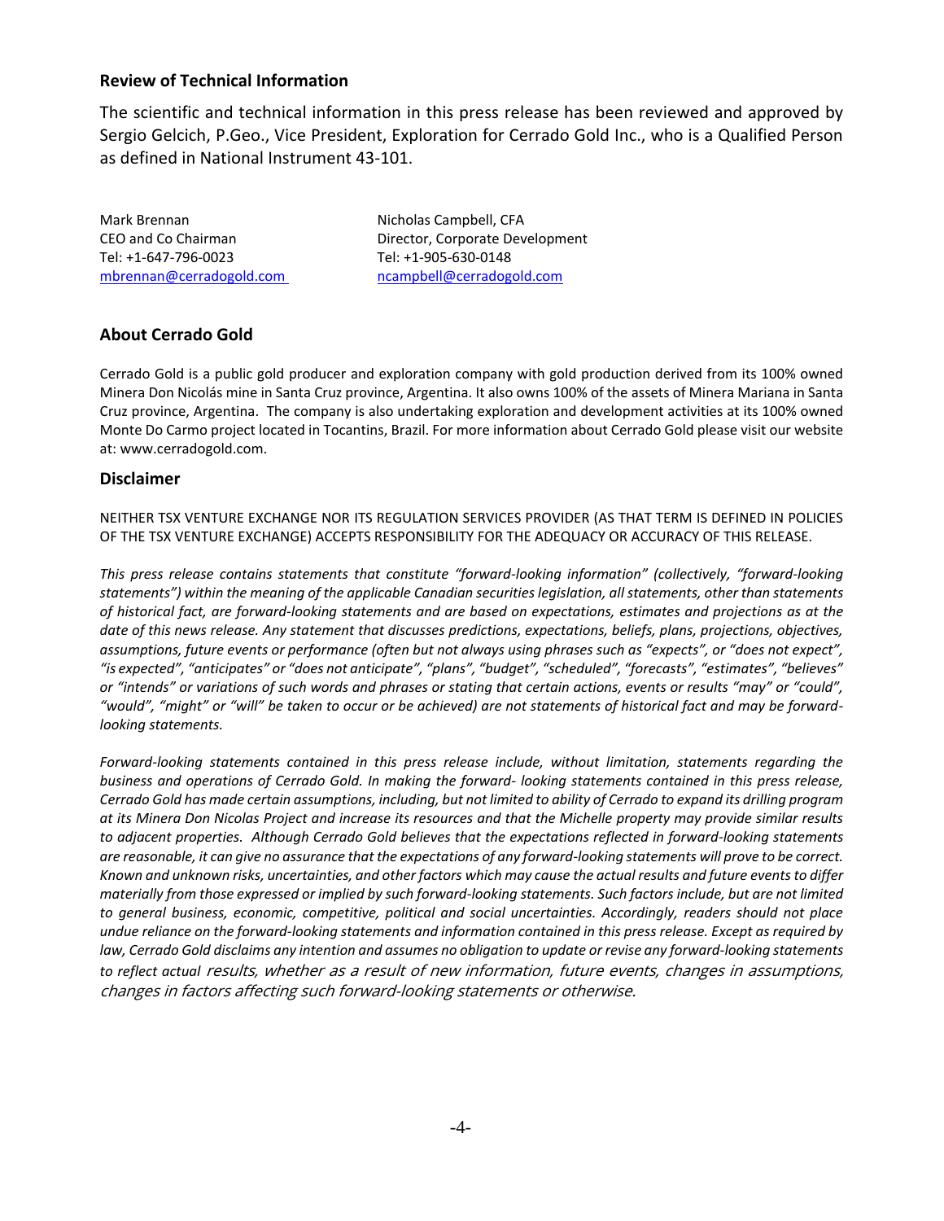## Review of Technical Information

The scientific and technical information in this press release has been reviewed and approved by Sergio Gelcich, P.Geo., Vice President, Exploration for Cerrado Gold Inc., who is a Qualified Person as defined in National Instrument 43-101.

Mark Brennan
CEO and Co Chairman
Tel: +1-647-796-0023
mbrennan@cerradogold.com

Nicholas Campbell, CFA
Director, Corporate Development
Tel: +1-905-630-0148
ncampbell@cerradogold.com

## About Cerrado Gold

Cerrado Gold is a public gold producer and exploration company with gold production derived from its 100% owned Minera Don Nicolás mine in Santa Cruz province, Argentina. It also owns 100% of the assets of Minera Mariana in Santa Cruz province, Argentina. The company is also undertaking exploration and development activities at its 100% owned Monte Do Carmo project located in Tocantins, Brazil. For more information about Cerrado Gold please visit our website at: www.cerradogold.com.

## Disclaimer

NEITHER TSX VENTURE EXCHANGE NOR ITS REGULATION SERVICES PROVIDER (AS THAT TERM IS DEFINED IN POLICIES OF THE TSX VENTURE EXCHANGE) ACCEPTS RESPONSIBILITY FOR THE ADEQUACY OR ACCURACY OF THIS RELEASE.

*This press release contains statements that constitute "forward-looking information" (collectively, "forward-looking statements") within the meaning of the applicable Canadian securities legislation, all statements, other than statements of historical fact, are forward-looking statements and are based on expectations, estimates and projections as at the date of this news release. Any statement that discusses predictions, expectations, beliefs, plans, projections, objectives, assumptions, future events or performance (often but not always using phrases such as "expects", or "does not expect", "is expected", "anticipates" or "does not anticipate", "plans", "budget", "scheduled", "forecasts", "estimates", "believes" or "intends" or variations of such words and phrases or stating that certain actions, events or results "may" or "could", "would", "might" or "will" be taken to occur or be achieved) are not statements of historical fact and may be forward-looking statements.*

*Forward-looking statements contained in this press release include, without limitation, statements regarding the business and operations of Cerrado Gold. In making the forward- looking statements contained in this press release, Cerrado Gold has made certain assumptions, including, but not limited to ability of Cerrado to expand its drilling program at its Minera Don Nicolas Project and increase its resources and that the Michelle property may provide similar results to adjacent properties. Although Cerrado Gold believes that the expectations reflected in forward-looking statements are reasonable, it can give no assurance that the expectations of any forward-looking statements will prove to be correct. Known and unknown risks, uncertainties, and other factors which may cause the actual results and future events to differ materially from those expressed or implied by such forward-looking statements. Such factors include, but are not limited to general business, economic, competitive, political and social uncertainties. Accordingly, readers should not place undue reliance on the forward-looking statements and information contained in this press release. Except as required by law, Cerrado Gold disclaims any intention and assumes no obligation to update or revise any forward-looking statements to reflect actual results, whether as a result of new information, future events, changes in assumptions, changes in factors affecting such forward-looking statements or otherwise.*